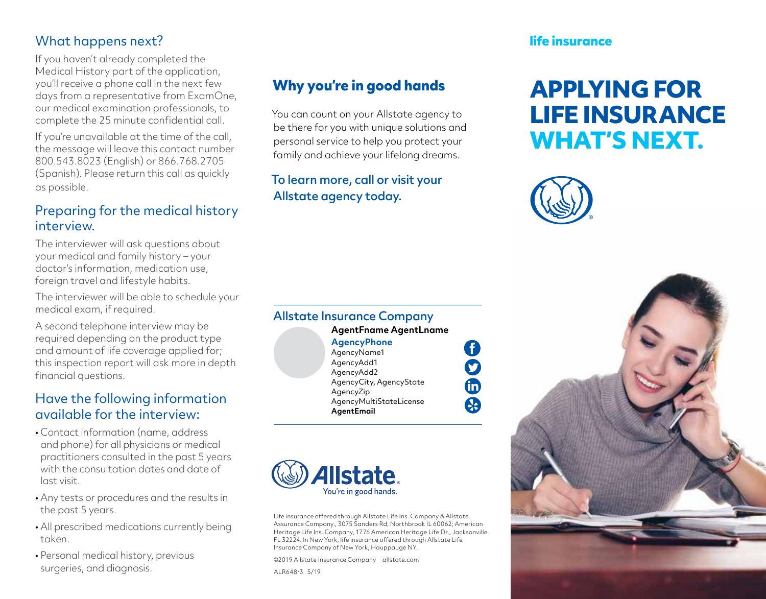## What happens next?

If you haven't already completed the Medical History part of the application, you'll receive a phone call in the next few days from a representative from ExamOne, our medical examination professionals, to complete the 25 minute confidential call.

If you're unavailable at the time of the call, the message will leave this contact number 800.543.8023 (English) or 866.768.2705 (Spanish). Please return this call as quickly as possible.

## Preparing for the medical history interview.

The interviewer will ask questions about your medical and family history – your doctor's information, medication use, foreign travel and lifestyle habits.

The interviewer will be able to schedule your medical exam, if required.

A second telephone interview may be required depending on the product type and amount of life coverage applied for; this inspection report will ask more in depth financial questions.

## Have the following information available for the interview:

- Contact information (name, address and phone) for all physicians or medical practitioners consulted in the past 5 years with the consultation dates and date of last visit.
- Any tests or procedures and the results in the past 5 years.
- All prescribed medications currently being taken.
- Personal medical history, previous surgeries, and diagnosis.

## Why you're in good hands

You can count on your Allstate agency to be there for you with unique solutions and personal service to help you protect your family and achieve your lifelong dreams.

**To learn more, call or visit your Allstate agency today.**

### Allstate Insurance Company

**AgentFname AgentLname**
**AgencyPhone**
AgencyName1
AgencyAdd1
AgencyAdd2
AgencyCity, AgencyState
AgencyZip
AgencyMultiStateLicense
**AgentEmail**

Allstate. You're in good hands.

Life insurance offered through Allstate Life Ins. Company & Allstate Assurance Company., 3075 Sanders Rd, Northbrook IL 60062; American Heritage Life Ins. Company, 1776 American Heritage Life Dr., Jacksonville FL 32224. In New York, life insurance offered through Allstate Life Insurance Company of New York, Hauppauge NY.

©2019 Allstate Insurance Company allstate.com

ALR648-3 5/19

**life insurance**

# APPLYING FOR LIFE INSURANCE WHAT'S NEXT.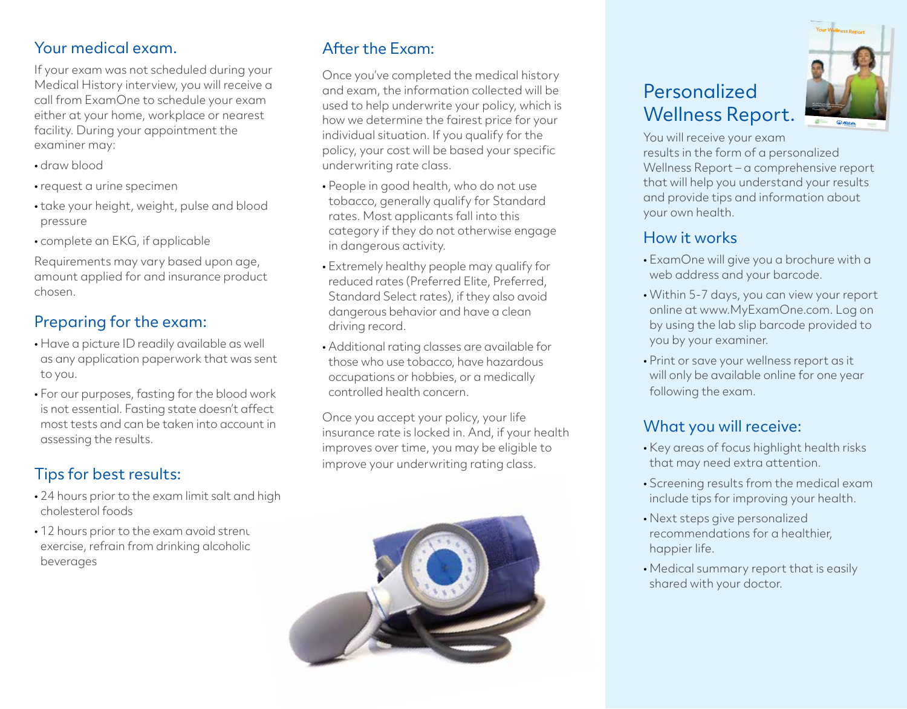## Your medical exam.

If your exam was not scheduled during your Medical History interview, you will receive a call from ExamOne to schedule your exam either at your home, workplace or nearest facility. During your appointment the examiner may:

- draw blood
- request a urine specimen
- take your height, weight, pulse and blood pressure
- complete an EKG, if applicable

Requirements may vary based upon age, amount applied for and insurance product chosen.

## Preparing for the exam:

- Have a picture ID readily available as well as any application paperwork that was sent to you.
- For our purposes, fasting for the blood work is not essential. Fasting state doesn't affect most tests and can be taken into account in assessing the results.

## Tips for best results:

- 24 hours prior to the exam limit salt and high cholesterol foods
- 12 hours prior to the exam avoid strenu exercise, refrain from drinking alcoholic beverages

## After the Exam:

Once you've completed the medical history and exam, the information collected will be used to help underwrite your policy, which is how we determine the fairest price for your individual situation. If you qualify for the policy, your cost will be based your specific underwriting rate class.

- People in good health, who do not use tobacco, generally qualify for Standard rates. Most applicants fall into this category if they do not otherwise engage in dangerous activity.
- Extremely healthy people may qualify for reduced rates (Preferred Elite, Preferred, Standard Select rates), if they also avoid dangerous behavior and have a clean driving record.
- Additional rating classes are available for those who use tobacco, have hazardous occupations or hobbies, or a medically controlled health concern.

Once you accept your policy, your life insurance rate is locked in. And, if your health improves over time, you may be eligible to improve your underwriting rating class.

## Personalized Wellness Report.

You will receive your exam results in the form of a personalized Wellness Report – a comprehensive report that will help you understand your results and provide tips and information about your own health.

### How it works

- ExamOne will give you a brochure with a web address and your barcode.
- Within 5-7 days, you can view your report online at www.MyExamOne.com. Log on by using the lab slip barcode provided to you by your examiner.
- Print or save your wellness report as it will only be available online for one year following the exam.

### What you will receive:

- Key areas of focus highlight health risks that may need extra attention.
- Screening results from the medical exam include tips for improving your health.
- Next steps give personalized recommendations for a healthier, happier life.
- Medical summary report that is easily shared with your doctor.